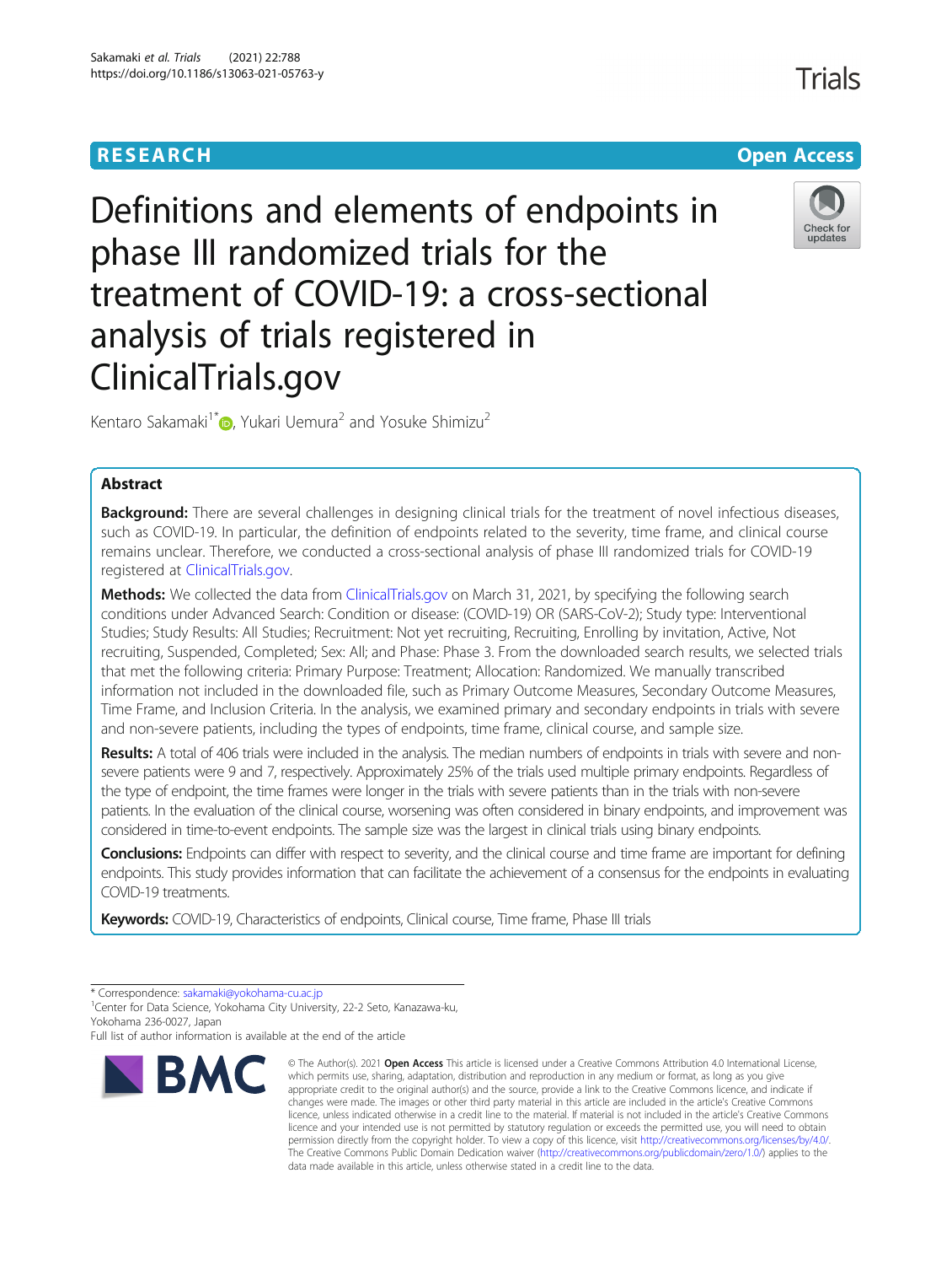RESEARCH

Open Access

# Definitions and elements of endpoints in phase III randomized trials for the treatment of COVID-19: a cross-sectional analysis of trials registered in ClinicalTrials.gov

Kentaro Sakamaki[1*], Yukari Uemura[2] and Yosuke Shimizu[2]

## Abstract

**Background:** There are several challenges in designing clinical trials for the treatment of novel infectious diseases, such as COVID-19. In particular, the definition of endpoints related to the severity, time frame, and clinical course remains unclear. Therefore, we conducted a cross-sectional analysis of phase III randomized trials for COVID-19 registered at ClinicalTrials.gov.

**Methods:** We collected the data from ClinicalTrials.gov on March 31, 2021, by specifying the following search conditions under Advanced Search: Condition or disease: (COVID-19) OR (SARS-CoV-2); Study type: Interventional Studies; Study Results: All Studies; Recruitment: Not yet recruiting, Recruiting, Enrolling by invitation, Active, Not recruiting, Suspended, Completed; Sex: All; and Phase: Phase 3. From the downloaded search results, we selected trials that met the following criteria: Primary Purpose: Treatment; Allocation: Randomized. We manually transcribed information not included in the downloaded file, such as Primary Outcome Measures, Secondary Outcome Measures, Time Frame, and Inclusion Criteria. In the analysis, we examined primary and secondary endpoints in trials with severe and non-severe patients, including the types of endpoints, time frame, clinical course, and sample size.

**Results:** A total of 406 trials were included in the analysis. The median numbers of endpoints in trials with severe and non-severe patients were 9 and 7, respectively. Approximately 25% of the trials used multiple primary endpoints. Regardless of the type of endpoint, the time frames were longer in the trials with severe patients than in the trials with non-severe patients. In the evaluation of the clinical course, worsening was often considered in binary endpoints, and improvement was considered in time-to-event endpoints. The sample size was the largest in clinical trials using binary endpoints.

**Conclusions:** Endpoints can differ with respect to severity, and the clinical course and time frame are important for defining endpoints. This study provides information that can facilitate the achievement of a consensus for the endpoints in evaluating COVID-19 treatments.

**Keywords:** COVID-19, Characteristics of endpoints, Clinical course, Time frame, Phase III trials

---

* Correspondence: sakamaki@yokohama-cu.ac.jp

[1] Center for Data Science, Yokohama City University, 22-2 Seto, Kanazawa-ku, Yokohama 236-0027, Japan

Full list of author information is available at the end of the article

© The Author(s). 2021 **Open Access** This article is licensed under a Creative Commons Attribution 4.0 International License, which permits use, sharing, adaptation, distribution and reproduction in any medium or format, as long as you give appropriate credit to the original author(s) and the source, provide a link to the Creative Commons licence, and indicate if changes were made. The images or other third party material in this article are included in the article's Creative Commons licence, unless indicated otherwise in a credit line to the material. If material is not included in the article's Creative Commons licence and your intended use is not permitted by statutory regulation or exceeds the permitted use, you will need to obtain permission directly from the copyright holder. To view a copy of this licence, visit http://creativecommons.org/licenses/by/4.0/. The Creative Commons Public Domain Dedication waiver (http://creativecommons.org/publicdomain/zero/1.0/) applies to the data made available in this article, unless otherwise stated in a credit line to the data.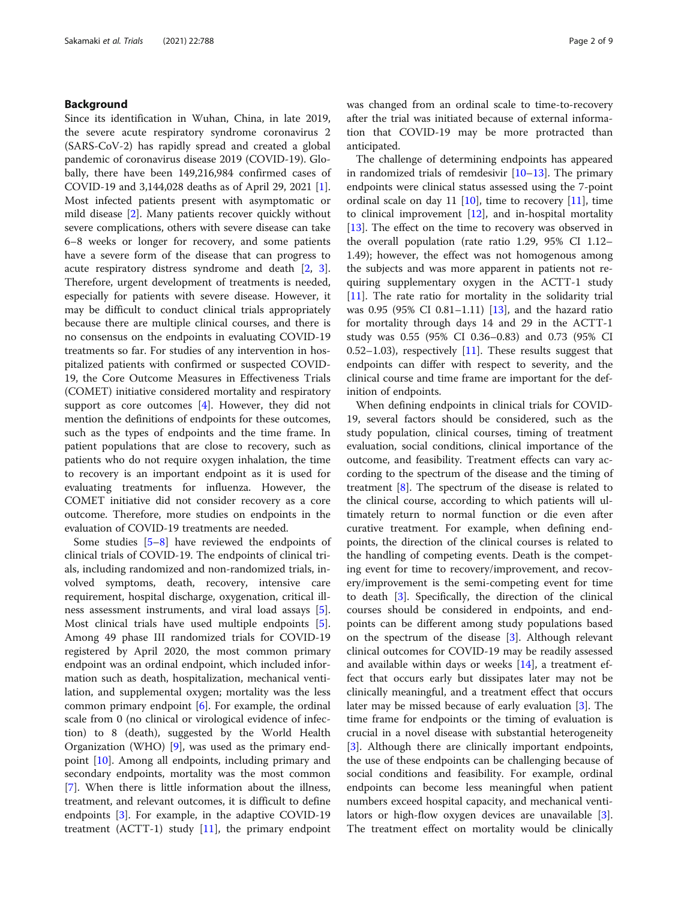## Background

Since its identification in Wuhan, China, in late 2019, the severe acute respiratory syndrome coronavirus 2 (SARS-CoV-2) has rapidly spread and created a global pandemic of coronavirus disease 2019 (COVID-19). Globally, there have been 149,216,984 confirmed cases of COVID-19 and 3,144,028 deaths as of April 29, 2021 [1]. Most infected patients present with asymptomatic or mild disease [2]. Many patients recover quickly without severe complications, others with severe disease can take 6–8 weeks or longer for recovery, and some patients have a severe form of the disease that can progress to acute respiratory distress syndrome and death [2, 3]. Therefore, urgent development of treatments is needed, especially for patients with severe disease. However, it may be difficult to conduct clinical trials appropriately because there are multiple clinical courses, and there is no consensus on the endpoints in evaluating COVID-19 treatments so far. For studies of any intervention in hospitalized patients with confirmed or suspected COVID-19, the Core Outcome Measures in Effectiveness Trials (COMET) initiative considered mortality and respiratory support as core outcomes [4]. However, they did not mention the definitions of endpoints for these outcomes, such as the types of endpoints and the time frame. In patient populations that are close to recovery, such as patients who do not require oxygen inhalation, the time to recovery is an important endpoint as it is used for evaluating treatments for influenza. However, the COMET initiative did not consider recovery as a core outcome. Therefore, more studies on endpoints in the evaluation of COVID-19 treatments are needed.

Some studies [5–8] have reviewed the endpoints of clinical trials of COVID-19. The endpoints of clinical trials, including randomized and non-randomized trials, involved symptoms, death, recovery, intensive care requirement, hospital discharge, oxygenation, critical illness assessment instruments, and viral load assays [5]. Most clinical trials have used multiple endpoints [5]. Among 49 phase III randomized trials for COVID-19 registered by April 2020, the most common primary endpoint was an ordinal endpoint, which included information such as death, hospitalization, mechanical ventilation, and supplemental oxygen; mortality was the less common primary endpoint [6]. For example, the ordinal scale from 0 (no clinical or virological evidence of infection) to 8 (death), suggested by the World Health Organization (WHO) [9], was used as the primary endpoint [10]. Among all endpoints, including primary and secondary endpoints, mortality was the most common [7]. When there is little information about the illness, treatment, and relevant outcomes, it is difficult to define endpoints [3]. For example, in the adaptive COVID-19 treatment (ACTT-1) study [11], the primary endpoint was changed from an ordinal scale to time-to-recovery after the trial was initiated because of external information that COVID-19 may be more protracted than anticipated.

The challenge of determining endpoints has appeared in randomized trials of remdesivir [10–13]. The primary endpoints were clinical status assessed using the 7-point ordinal scale on day 11 [10], time to recovery [11], time to clinical improvement [12], and in-hospital mortality [13]. The effect on the time to recovery was observed in the overall population (rate ratio 1.29, 95% CI 1.12–1.49); however, the effect was not homogenous among the subjects and was more apparent in patients not requiring supplementary oxygen in the ACTT-1 study [11]. The rate ratio for mortality in the solidarity trial was 0.95 (95% CI 0.81–1.11) [13], and the hazard ratio for mortality through days 14 and 29 in the ACTT-1 study was 0.55 (95% CI 0.36–0.83) and 0.73 (95% CI 0.52–1.03), respectively [11]. These results suggest that endpoints can differ with respect to severity, and the clinical course and time frame are important for the definition of endpoints.

When defining endpoints in clinical trials for COVID-19, several factors should be considered, such as the study population, clinical courses, timing of treatment evaluation, social conditions, clinical importance of the outcome, and feasibility. Treatment effects can vary according to the spectrum of the disease and the timing of treatment [8]. The spectrum of the disease is related to the clinical course, according to which patients will ultimately return to normal function or die even after curative treatment. For example, when defining endpoints, the direction of the clinical courses is related to the handling of competing events. Death is the competing event for time to recovery/improvement, and recovery/improvement is the semi-competing event for time to death [3]. Specifically, the direction of the clinical courses should be considered in endpoints, and endpoints can be different among study populations based on the spectrum of the disease [3]. Although relevant clinical outcomes for COVID-19 may be readily assessed and available within days or weeks [14], a treatment effect that occurs early but dissipates later may not be clinically meaningful, and a treatment effect that occurs later may be missed because of early evaluation [3]. The time frame for endpoints or the timing of evaluation is crucial in a novel disease with substantial heterogeneity [3]. Although there are clinically important endpoints, the use of these endpoints can be challenging because of social conditions and feasibility. For example, ordinal endpoints can become less meaningful when patient numbers exceed hospital capacity, and mechanical ventilators or high-flow oxygen devices are unavailable [3]. The treatment effect on mortality would be clinically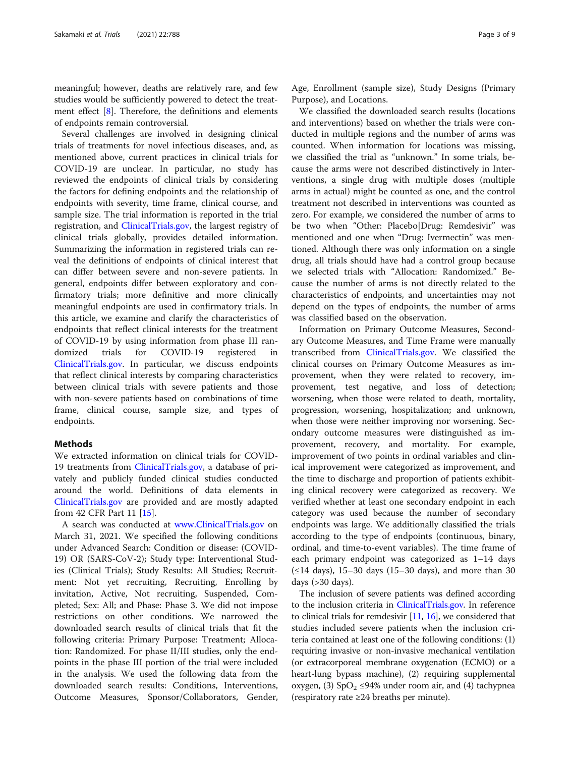meaningful; however, deaths are relatively rare, and few studies would be sufficiently powered to detect the treatment effect [8]. Therefore, the definitions and elements of endpoints remain controversial.

Several challenges are involved in designing clinical trials of treatments for novel infectious diseases, and, as mentioned above, current practices in clinical trials for COVID-19 are unclear. In particular, no study has reviewed the endpoints of clinical trials by considering the factors for defining endpoints and the relationship of endpoints with severity, time frame, clinical course, and sample size. The trial information is reported in the trial registration, and ClinicalTrials.gov, the largest registry of clinical trials globally, provides detailed information. Summarizing the information in registered trials can reveal the definitions of endpoints of clinical interest that can differ between severe and non-severe patients. In general, endpoints differ between exploratory and confirmatory trials; more definitive and more clinically meaningful endpoints are used in confirmatory trials. In this article, we examine and clarify the characteristics of endpoints that reflect clinical interests for the treatment of COVID-19 by using information from phase III randomized trials for COVID-19 registered in ClinicalTrials.gov. In particular, we discuss endpoints that reflect clinical interests by comparing characteristics between clinical trials with severe patients and those with non-severe patients based on combinations of time frame, clinical course, sample size, and types of endpoints.

## Methods

We extracted information on clinical trials for COVID-19 treatments from ClinicalTrials.gov, a database of privately and publicly funded clinical studies conducted around the world. Definitions of data elements in ClinicalTrials.gov are provided and are mostly adapted from 42 CFR Part 11 [15].

A search was conducted at www.ClinicalTrials.gov on March 31, 2021. We specified the following conditions under Advanced Search: Condition or disease: (COVID-19) OR (SARS-CoV-2); Study type: Interventional Studies (Clinical Trials); Study Results: All Studies; Recruitment: Not yet recruiting, Recruiting, Enrolling by invitation, Active, Not recruiting, Suspended, Completed; Sex: All; and Phase: Phase 3. We did not impose restrictions on other conditions. We narrowed the downloaded search results of clinical trials that fit the following criteria: Primary Purpose: Treatment; Allocation: Randomized. For phase II/III studies, only the endpoints in the phase III portion of the trial were included in the analysis. We used the following data from the downloaded search results: Conditions, Interventions, Outcome Measures, Sponsor/Collaborators, Gender, Age, Enrollment (sample size), Study Designs (Primary Purpose), and Locations.

We classified the downloaded search results (locations and interventions) based on whether the trials were conducted in multiple regions and the number of arms was counted. When information for locations was missing, we classified the trial as "unknown." In some trials, because the arms were not described distinctively in Interventions, a single drug with multiple doses (multiple arms in actual) might be counted as one, and the control treatment not described in interventions was counted as zero. For example, we considered the number of arms to be two when "Other: Placebo|Drug: Remdesivir" was mentioned and one when "Drug: Ivermectin" was mentioned. Although there was only information on a single drug, all trials should have had a control group because we selected trials with "Allocation: Randomized." Because the number of arms is not directly related to the characteristics of endpoints, and uncertainties may not depend on the types of endpoints, the number of arms was classified based on the observation.

Information on Primary Outcome Measures, Secondary Outcome Measures, and Time Frame were manually transcribed from ClinicalTrials.gov. We classified the clinical courses on Primary Outcome Measures as improvement, when they were related to recovery, improvement, test negative, and loss of detection; worsening, when those were related to death, mortality, progression, worsening, hospitalization; and unknown, when those were neither improving nor worsening. Secondary outcome measures were distinguished as improvement, recovery, and mortality. For example, improvement of two points in ordinal variables and clinical improvement were categorized as improvement, and the time to discharge and proportion of patients exhibiting clinical recovery were categorized as recovery. We verified whether at least one secondary endpoint in each category was used because the number of secondary endpoints was large. We additionally classified the trials according to the type of endpoints (continuous, binary, ordinal, and time-to-event variables). The time frame of each primary endpoint was categorized as 1–14 days (≤14 days), 15–30 days (15–30 days), and more than 30 days (>30 days).

The inclusion of severe patients was defined according to the inclusion criteria in ClinicalTrials.gov. In reference to clinical trials for remdesivir [11, 16], we considered that studies included severe patients when the inclusion criteria contained at least one of the following conditions: (1) requiring invasive or non-invasive mechanical ventilation (or extracorporeal membrane oxygenation (ECMO) or a heart-lung bypass machine), (2) requiring supplemental oxygen, (3) $SpO_2$ ≤94% under room air, and (4) tachypnea (respiratory rate ≥24 breaths per minute).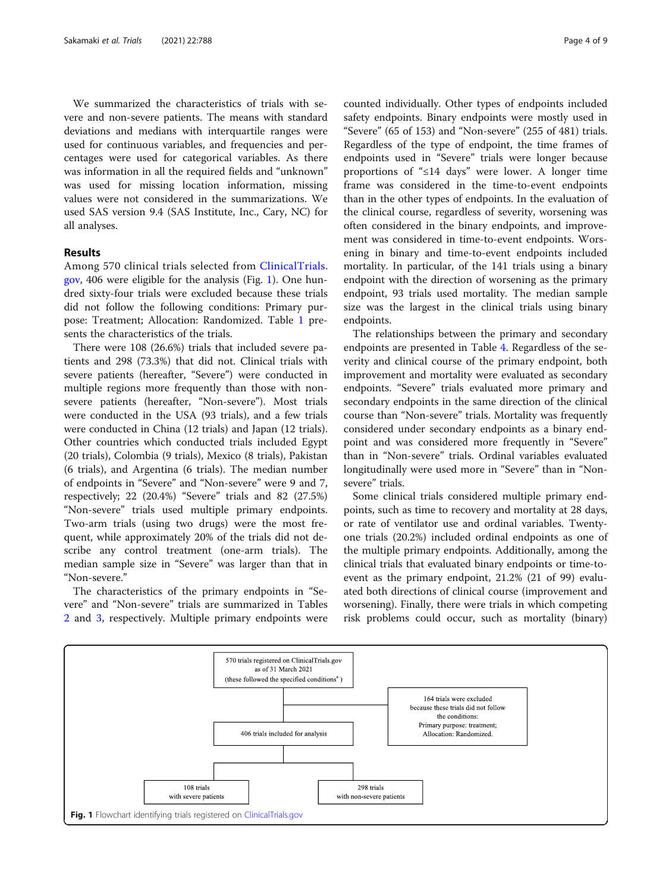We summarized the characteristics of trials with severe and non-severe patients. The means with standard deviations and medians with interquartile ranges were used for continuous variables, and frequencies and percentages were used for categorical variables. As there was information in all the required fields and "unknown" was used for missing location information, missing values were not considered in the summarizations. We used SAS version 9.4 (SAS Institute, Inc., Cary, NC) for all analyses.

## Results

Among 570 clinical trials selected from ClinicalTrials.gov, 406 were eligible for the analysis (Fig. 1). One hundred sixty-four trials were excluded because these trials did not follow the following conditions: Primary purpose: Treatment; Allocation: Randomized. Table 1 presents the characteristics of the trials.

There were 108 (26.6%) trials that included severe patients and 298 (73.3%) that did not. Clinical trials with severe patients (hereafter, "Severe") were conducted in multiple regions more frequently than those with non-severe patients (hereafter, "Non-severe"). Most trials were conducted in the USA (93 trials), and a few trials were conducted in China (12 trials) and Japan (12 trials). Other countries which conducted trials included Egypt (20 trials), Colombia (9 trials), Mexico (8 trials), Pakistan (6 trials), and Argentina (6 trials). The median number of endpoints in "Severe" and "Non-severe" were 9 and 7, respectively; 22 (20.4%) "Severe" trials and 82 (27.5%) "Non-severe" trials used multiple primary endpoints. Two-arm trials (using two drugs) were the most frequent, while approximately 20% of the trials did not describe any control treatment (one-arm trials). The median sample size in "Severe" was larger than that in "Non-severe."

The characteristics of the primary endpoints in "Severe" and "Non-severe" trials are summarized in Tables 2 and 3, respectively. Multiple primary endpoints were counted individually. Other types of endpoints included safety endpoints. Binary endpoints were mostly used in "Severe" (65 of 153) and "Non-severe" (255 of 481) trials. Regardless of the type of endpoint, the time frames of endpoints used in "Severe" trials were longer because proportions of "≤14 days" were lower. A longer time frame was considered in the time-to-event endpoints than in the other types of endpoints. In the evaluation of the clinical course, regardless of severity, worsening was often considered in the binary endpoints, and improvement was considered in time-to-event endpoints. Worsening in binary and time-to-event endpoints included mortality. In particular, of the 141 trials using a binary endpoint with the direction of worsening as the primary endpoint, 93 trials used mortality. The median sample size was the largest in the clinical trials using binary endpoints.

The relationships between the primary and secondary endpoints are presented in Table 4. Regardless of the severity and clinical course of the primary endpoint, both improvement and mortality were evaluated as secondary endpoints. "Severe" trials evaluated more primary and secondary endpoints in the same direction of the clinical course than "Non-severe" trials. Mortality was frequently considered under secondary endpoints as a binary endpoint and was considered more frequently in "Severe" than in "Non-severe" trials. Ordinal variables evaluated longitudinally were used more in "Severe" than in "Non-severe" trials.

Some clinical trials considered multiple primary endpoints, such as time to recovery and mortality at 28 days, or rate of ventilator use and ordinal variables. Twenty-one trials (20.2%) included ordinal variables as one of the multiple primary endpoints. Additionally, among the clinical trials that evaluated binary endpoints or time-to-event as the primary endpoint, 21.2% (21 of 99) evaluated both directions of clinical course (improvement and worsening). Finally, there were trials in which competing risk problems could occur, such as mortality (binary)

570 trials registered on ClinicalTrials.gov as of 31 March 2021 (these followed the specified conditions[a])

164 trials were excluded because these trials did not follow the conditions: Primary purpose: treatment; Allocation: Randomized.

406 trials included for analysis

108 trials with severe patients

298 trials with non-severe patients

**Fig. 1** Flowchart identifying trials registered on ClinicalTrials.gov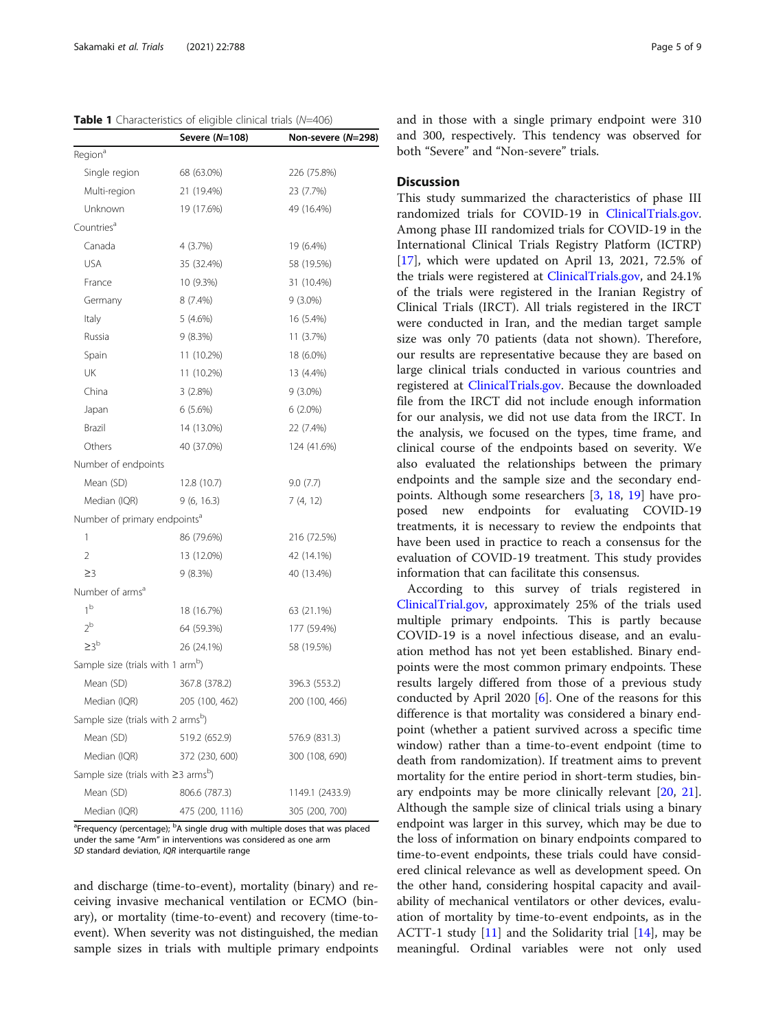**Table 1** Characteristics of eligible clinical trials (*N*=406)

| | Severe (*N*=108) | Non-severe (*N*=298) |
|---|---|---|
| Region[a] | | |
| Single region | 68 (63.0%) | 226 (75.8%) |
| Multi-region | 21 (19.4%) | 23 (7.7%) |
| Unknown | 19 (17.6%) | 49 (16.4%) |
| Countries[a] | | |
| Canada | 4 (3.7%) | 19 (6.4%) |
| USA | 35 (32.4%) | 58 (19.5%) |
| France | 10 (9.3%) | 31 (10.4%) |
| Germany | 8 (7.4%) | 9 (3.0%) |
| Italy | 5 (4.6%) | 16 (5.4%) |
| Russia | 9 (8.3%) | 11 (3.7%) |
| Spain | 11 (10.2%) | 18 (6.0%) |
| UK | 11 (10.2%) | 13 (4.4%) |
| China | 3 (2.8%) | 9 (3.0%) |
| Japan | 6 (5.6%) | 6 (2.0%) |
| Brazil | 14 (13.0%) | 22 (7.4%) |
| Others | 40 (37.0%) | 124 (41.6%) |
| Number of endpoints | | |
| Mean (SD) | 12.8 (10.7) | 9.0 (7.7) |
| Median (IQR) | 9 (6, 16.3) | 7 (4, 12) |
| Number of primary endpoints[a] | | |
| 1 | 86 (79.6%) | 216 (72.5%) |
| 2 | 13 (12.0%) | 42 (14.1%) |
| ≥3 | 9 (8.3%) | 40 (13.4%) |
| Number of arms[a] | | |
| 1[b] | 18 (16.7%) | 63 (21.1%) |
| 2[b] | 64 (59.3%) | 177 (59.4%) |
| ≥3[b] | 26 (24.1%) | 58 (19.5%) |
| Sample size (trials with 1 arm[b]) | | |
| Mean (SD) | 367.8 (378.2) | 396.3 (553.2) |
| Median (IQR) | 205 (100, 462) | 200 (100, 466) |
| Sample size (trials with 2 arms[b]) | | |
| Mean (SD) | 519.2 (652.9) | 576.9 (831.3) |
| Median (IQR) | 372 (230, 600) | 300 (108, 690) |
| Sample size (trials with ≥3 arms[b]) | | |
| Mean (SD) | 806.6 (787.3) | 1149.1 (2433.9) |
| Median (IQR) | 475 (200, 1116) | 305 (200, 700) |

[a]Frequency (percentage); [b]A single drug with multiple doses that was placed under the same "Arm" in interventions was considered as one arm
*SD* standard deviation, *IQR* interquartile range

and discharge (time-to-event), mortality (binary) and receiving invasive mechanical ventilation or ECMO (binary), or mortality (time-to-event) and recovery (time-to-event). When severity was not distinguished, the median sample sizes in trials with multiple primary endpoints and in those with a single primary endpoint were 310 and 300, respectively. This tendency was observed for both "Severe" and "Non-severe" trials.

## Discussion

This study summarized the characteristics of phase III randomized trials for COVID-19 in ClinicalTrials.gov. Among phase III randomized trials for COVID-19 in the International Clinical Trials Registry Platform (ICTRP) [17], which were updated on April 13, 2021, 72.5% of the trials were registered at ClinicalTrials.gov, and 24.1% of the trials were registered in the Iranian Registry of Clinical Trials (IRCT). All trials registered in the IRCT were conducted in Iran, and the median target sample size was only 70 patients (data not shown). Therefore, our results are representative because they are based on large clinical trials conducted in various countries and registered at ClinicalTrials.gov. Because the downloaded file from the IRCT did not include enough information for our analysis, we did not use data from the IRCT. In the analysis, we focused on the types, time frame, and clinical course of the endpoints based on severity. We also evaluated the relationships between the primary endpoints and the sample size and the secondary endpoints. Although some researchers [3, 18, 19] have proposed new endpoints for evaluating COVID-19 treatments, it is necessary to review the endpoints that have been used in practice to reach a consensus for the evaluation of COVID-19 treatment. This study provides information that can facilitate this consensus.

According to this survey of trials registered in ClinicalTrial.gov, approximately 25% of the trials used multiple primary endpoints. This is partly because COVID-19 is a novel infectious disease, and an evaluation method has not yet been established. Binary endpoints were the most common primary endpoints. These results largely differed from those of a previous study conducted by April 2020 [6]. One of the reasons for this difference is that mortality was considered a binary endpoint (whether a patient survived across a specific time window) rather than a time-to-event endpoint (time to death from randomization). If treatment aims to prevent mortality for the entire period in short-term studies, binary endpoints may be more clinically relevant [20, 21]. Although the sample size of clinical trials using a binary endpoint was larger in this survey, which may be due to the loss of information on binary endpoints compared to time-to-event endpoints, these trials could have considered clinical relevance as well as development speed. On the other hand, considering hospital capacity and availability of mechanical ventilators or other devices, evaluation of mortality by time-to-event endpoints, as in the ACTT-1 study [11] and the Solidarity trial [14], may be meaningful. Ordinal variables were not only used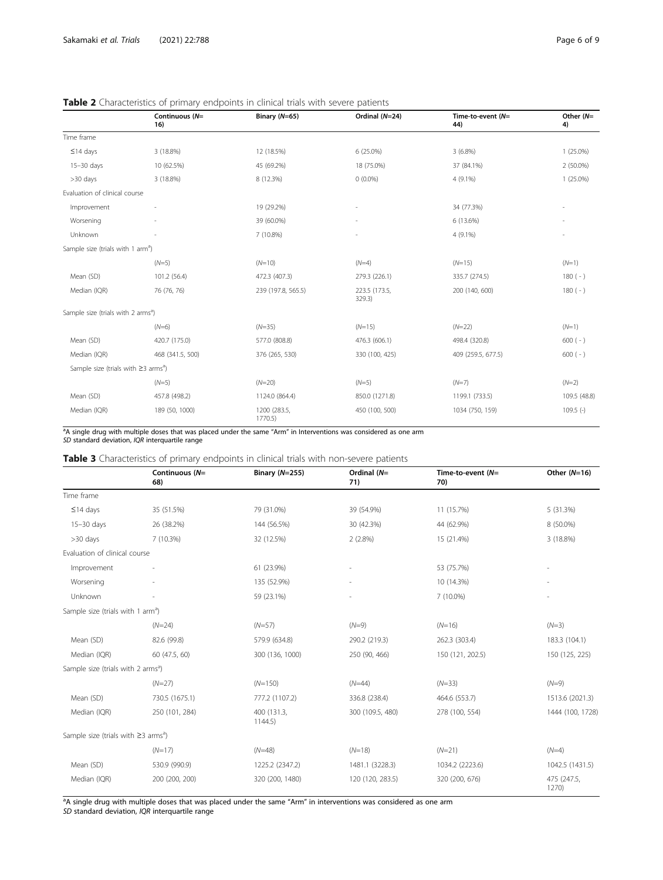**Table 2** Characteristics of primary endpoints in clinical trials with severe patients

| | Continuous (N=16) | Binary (N=65) | Ordinal (N=24) | Time-to-event (N=44) | Other (N=4) |
|---|---|---|---|---|---|
| Time frame | | | | | |
| ≤14 days | 3 (18.8%) | 12 (18.5%) | 6 (25.0%) | 3 (6.8%) | 1 (25.0%) |
| 15–30 days | 10 (62.5%) | 45 (69.2%) | 18 (75.0%) | 37 (84.1%) | 2 (50.0%) |
| >30 days | 3 (18.8%) | 8 (12.3%) | 0 (0.0%) | 4 (9.1%) | 1 (25.0%) |
| Evaluation of clinical course | | | | | |
| Improvement | - | 19 (29.2%) | - | 34 (77.3%) | - |
| Worsening | - | 39 (60.0%) | - | 6 (13.6%) | - |
| Unknown | - | 7 (10.8%) | - | 4 (9.1%) | - |
| Sample size (trials with 1 arm[a]) | | | | | |
| | (N=5) | (N=10) | (N=4) | (N=15) | (N=1) |
| Mean (SD) | 101.2 (56.4) | 472.3 (407.3) | 279.3 (226.1) | 335.7 (274.5) | 180 ( - ) |
| Median (IQR) | 76 (76, 76) | 239 (197.8, 565.5) | 223.5 (173.5, 329.3) | 200 (140, 600) | 180 ( - ) |
| Sample size (trials with 2 arms[a]) | | | | | |
| | (N=6) | (N=35) | (N=15) | (N=22) | (N=1) |
| Mean (SD) | 420.7 (175.0) | 577.0 (808.8) | 476.3 (606.1) | 498.4 (320.8) | 600 ( - ) |
| Median (IQR) | 468 (341.5, 500) | 376 (265, 530) | 330 (100, 425) | 409 (259.5, 677.5) | 600 ( - ) |
| Sample size (trials with ≥3 arms[a]) | | | | | |
| | (N=5) | (N=20) | (N=5) | (N=7) | (N=2) |
| Mean (SD) | 457.8 (498.2) | 1124.0 (864.4) | 850.0 (1271.8) | 1199.1 (733.5) | 109.5 (48.8) |
| Median (IQR) | 189 (50, 1000) | 1200 (283.5, 1770.5) | 450 (100, 500) | 1034 (750, 159) | 109.5 (-) |

[a]A single drug with multiple doses that was placed under the same "Arm" in Interventions was considered as one arm
*SD* standard deviation, *IQR* interquartile range

**Table 3** Characteristics of primary endpoints in clinical trials with non-severe patients

| | Continuous (N=68) | Binary (N=255) | Ordinal (N=71) | Time-to-event (N=70) | Other (N=16) |
|---|---|---|---|---|---|
| Time frame | | | | | |
| ≤14 days | 35 (51.5%) | 79 (31.0%) | 39 (54.9%) | 11 (15.7%) | 5 (31.3%) |
| 15–30 days | 26 (38.2%) | 144 (56.5%) | 30 (42.3%) | 44 (62.9%) | 8 (50.0%) |
| >30 days | 7 (10.3%) | 32 (12.5%) | 2 (2.8%) | 15 (21.4%) | 3 (18.8%) |
| Evaluation of clinical course | | | | | |
| Improvement | - | 61 (23.9%) | - | 53 (75.7%) | - |
| Worsening | - | 135 (52.9%) | - | 10 (14.3%) | - |
| Unknown | - | 59 (23.1%) | - | 7 (10.0%) | - |
| Sample size (trials with 1 arm[a]) | | | | | |
| | (N=24) | (N=57) | (N=9) | (N=16) | (N=3) |
| Mean (SD) | 82.6 (99.8) | 579.9 (634.8) | 290.2 (219.3) | 262.3 (303.4) | 183.3 (104.1) |
| Median (IQR) | 60 (47.5, 60) | 300 (136, 1000) | 250 (90, 466) | 150 (121, 202.5) | 150 (125, 225) |
| Sample size (trials with 2 arms[a]) | | | | | |
| | (N=27) | (N=150) | (N=44) | (N=33) | (N=9) |
| Mean (SD) | 730.5 (1675.1) | 777.2 (1107.2) | 336.8 (238.4) | 464.6 (553.7) | 1513.6 (2021.3) |
| Median (IQR) | 250 (101, 284) | 400 (131.3, 1144.5) | 300 (109.5, 480) | 278 (100, 554) | 1444 (100, 1728) |
| Sample size (trials with ≥3 arms[a]) | | | | | |
| | (N=17) | (N=48) | (N=18) | (N=21) | (N=4) |
| Mean (SD) | 530.9 (990.9) | 1225.2 (2347.2) | 1481.1 (3228.3) | 1034.2 (2223.6) | 1042.5 (1431.5) |
| Median (IQR) | 200 (200, 200) | 320 (200, 1480) | 120 (120, 283.5) | 320 (200, 676) | 475 (247.5, 1270) |

[a]A single drug with multiple doses that was placed under the same "Arm" in interventions was considered as one arm
*SD* standard deviation, *IQR* interquartile range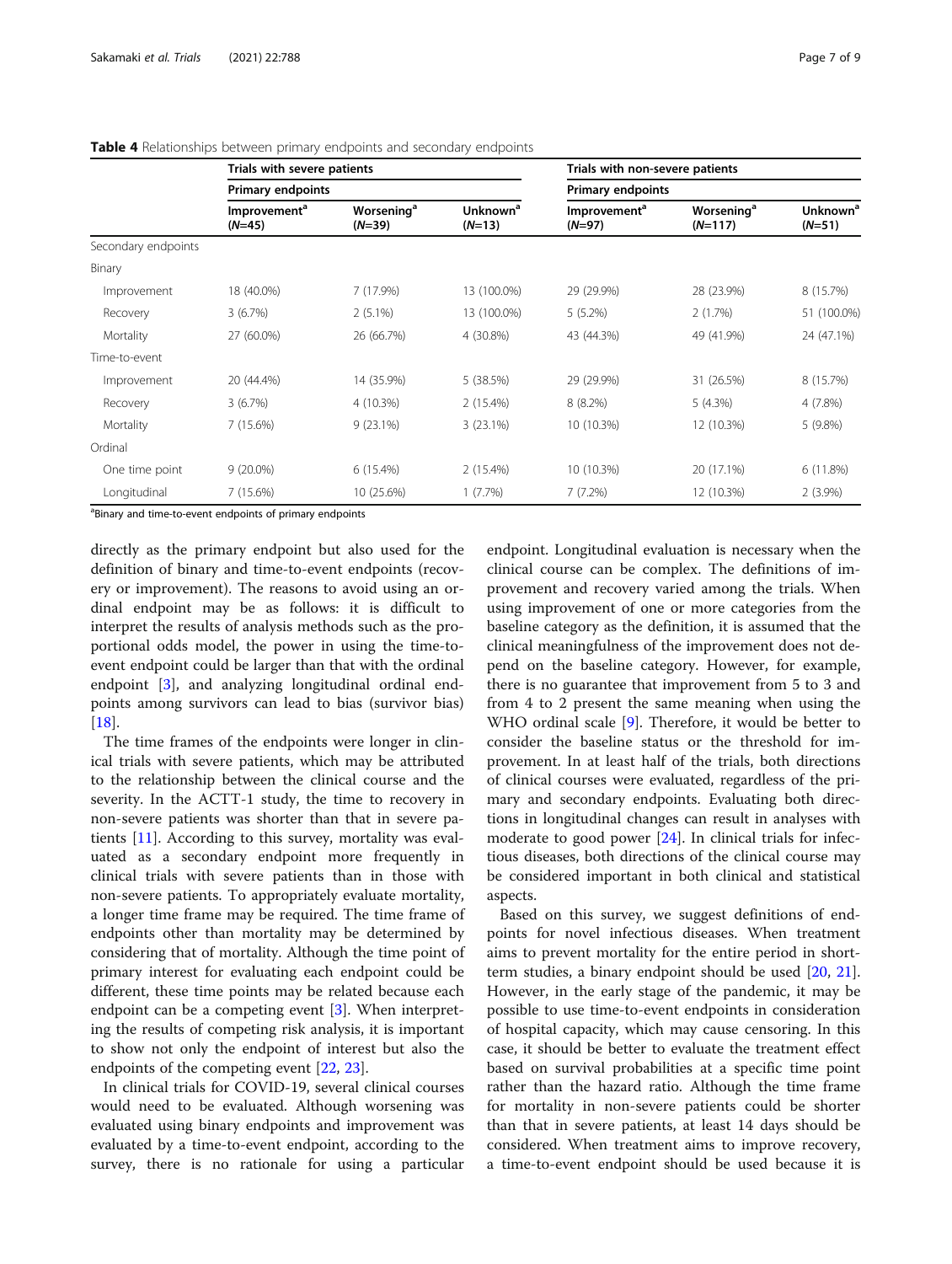**Table 4** Relationships between primary endpoints and secondary endpoints

| | Trials with severe patients | | | Trials with non-severe patients | | |
|---|---|---|---|---|---|---|
| | Primary endpoints | | | Primary endpoints | | |
| | Improvement[a] (N=45) | Worsening[a] (N=39) | Unknown[a] (N=13) | Improvement[a] (N=97) | Worsening[a] (N=117) | Unknown[a] (N=51) |
| Secondary endpoints | | | | | | |
| Binary | | | | | | |
| Improvement | 18 (40.0%) | 7 (17.9%) | 13 (100.0%) | 29 (29.9%) | 28 (23.9%) | 8 (15.7%) |
| Recovery | 3 (6.7%) | 2 (5.1%) | 13 (100.0%) | 5 (5.2%) | 2 (1.7%) | 51 (100.0%) |
| Mortality | 27 (60.0%) | 26 (66.7%) | 4 (30.8%) | 43 (44.3%) | 49 (41.9%) | 24 (47.1%) |
| Time-to-event | | | | | | |
| Improvement | 20 (44.4%) | 14 (35.9%) | 5 (38.5%) | 29 (29.9%) | 31 (26.5%) | 8 (15.7%) |
| Recovery | 3 (6.7%) | 4 (10.3%) | 2 (15.4%) | 8 (8.2%) | 5 (4.3%) | 4 (7.8%) |
| Mortality | 7 (15.6%) | 9 (23.1%) | 3 (23.1%) | 10 (10.3%) | 12 (10.3%) | 5 (9.8%) |
| Ordinal | | | | | | |
| One time point | 9 (20.0%) | 6 (15.4%) | 2 (15.4%) | 10 (10.3%) | 20 (17.1%) | 6 (11.8%) |
| Longitudinal | 7 (15.6%) | 10 (25.6%) | 1 (7.7%) | 7 (7.2%) | 12 (10.3%) | 2 (3.9%) |

[a]Binary and time-to-event endpoints of primary endpoints

directly as the primary endpoint but also used for the definition of binary and time-to-event endpoints (recovery or improvement). The reasons to avoid using an ordinal endpoint may be as follows: it is difficult to interpret the results of analysis methods such as the proportional odds model, the power in using the time-to-event endpoint could be larger than that with the ordinal endpoint [3], and analyzing longitudinal ordinal endpoints among survivors can lead to bias (survivor bias) [18].

The time frames of the endpoints were longer in clinical trials with severe patients, which may be attributed to the relationship between the clinical course and the severity. In the ACTT-1 study, the time to recovery in non-severe patients was shorter than that in severe patients [11]. According to this survey, mortality was evaluated as a secondary endpoint more frequently in clinical trials with severe patients than in those with non-severe patients. To appropriately evaluate mortality, a longer time frame may be required. The time frame of endpoints other than mortality may be determined by considering that of mortality. Although the time point of primary interest for evaluating each endpoint could be different, these time points may be related because each endpoint can be a competing event [3]. When interpreting the results of competing risk analysis, it is important to show not only the endpoint of interest but also the endpoints of the competing event [22, 23].

In clinical trials for COVID-19, several clinical courses would need to be evaluated. Although worsening was evaluated using binary endpoints and improvement was evaluated by a time-to-event endpoint, according to the survey, there is no rationale for using a particular endpoint. Longitudinal evaluation is necessary when the clinical course can be complex. The definitions of improvement and recovery varied among the trials. When using improvement of one or more categories from the baseline category as the definition, it is assumed that the clinical meaningfulness of the improvement does not depend on the baseline category. However, for example, there is no guarantee that improvement from 5 to 3 and from 4 to 2 present the same meaning when using the WHO ordinal scale [9]. Therefore, it would be better to consider the baseline status or the threshold for improvement. In at least half of the trials, both directions of clinical courses were evaluated, regardless of the primary and secondary endpoints. Evaluating both directions in longitudinal changes can result in analyses with moderate to good power [24]. In clinical trials for infectious diseases, both directions of the clinical course may be considered important in both clinical and statistical aspects.

Based on this survey, we suggest definitions of endpoints for novel infectious diseases. When treatment aims to prevent mortality for the entire period in short-term studies, a binary endpoint should be used [20, 21]. However, in the early stage of the pandemic, it may be possible to use time-to-event endpoints in consideration of hospital capacity, which may cause censoring. In this case, it should be better to evaluate the treatment effect based on survival probabilities at a specific time point rather than the hazard ratio. Although the time frame for mortality in non-severe patients could be shorter than that in severe patients, at least 14 days should be considered. When treatment aims to improve recovery, a time-to-event endpoint should be used because it is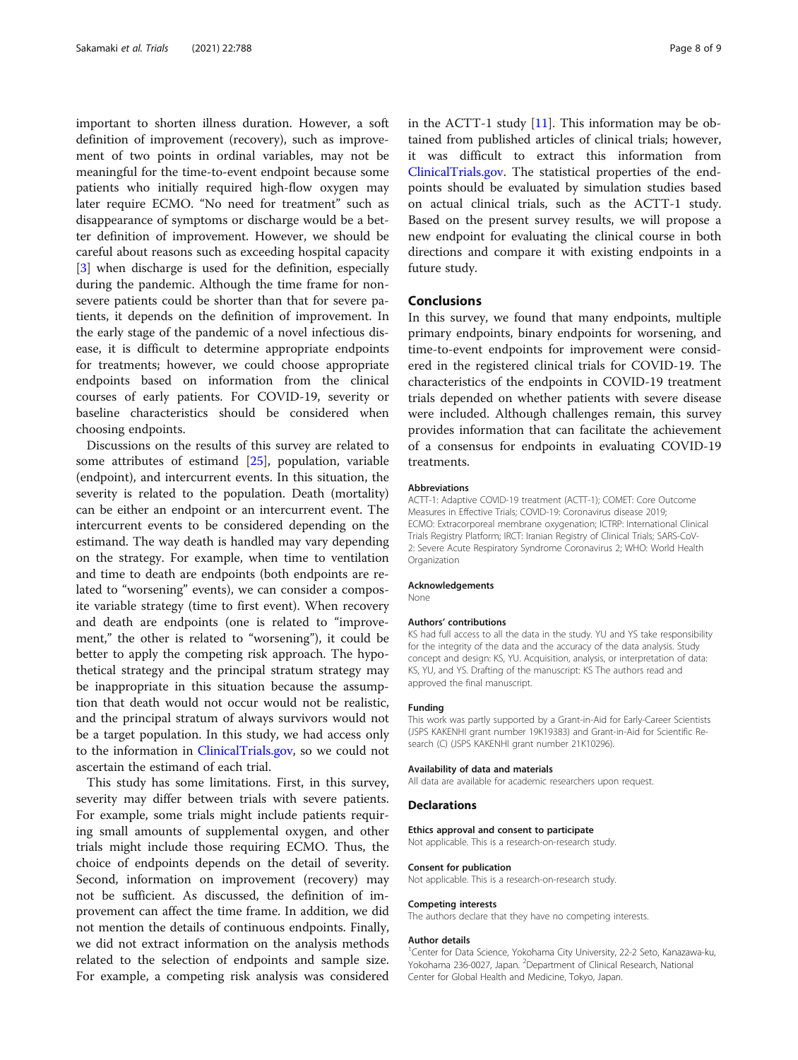important to shorten illness duration. However, a soft definition of improvement (recovery), such as improvement of two points in ordinal variables, may not be meaningful for the time-to-event endpoint because some patients who initially required high-flow oxygen may later require ECMO. "No need for treatment" such as disappearance of symptoms or discharge would be a better definition of improvement. However, we should be careful about reasons such as exceeding hospital capacity [3] when discharge is used for the definition, especially during the pandemic. Although the time frame for non-severe patients could be shorter than that for severe patients, it depends on the definition of improvement. In the early stage of the pandemic of a novel infectious disease, it is difficult to determine appropriate endpoints for treatments; however, we could choose appropriate endpoints based on information from the clinical courses of early patients. For COVID-19, severity or baseline characteristics should be considered when choosing endpoints.

Discussions on the results of this survey are related to some attributes of estimand [25], population, variable (endpoint), and intercurrent events. In this situation, the severity is related to the population. Death (mortality) can be either an endpoint or an intercurrent event. The intercurrent events to be considered depending on the estimand. The way death is handled may vary depending on the strategy. For example, when time to ventilation and time to death are endpoints (both endpoints are related to "worsening" events), we can consider a composite variable strategy (time to first event). When recovery and death are endpoints (one is related to "improvement," the other is related to "worsening"), it could be better to apply the competing risk approach. The hypothetical strategy and the principal stratum strategy may be inappropriate in this situation because the assumption that death would not occur would not be realistic, and the principal stratum of always survivors would not be a target population. In this study, we had access only to the information in ClinicalTrials.gov, so we could not ascertain the estimand of each trial.

This study has some limitations. First, in this survey, severity may differ between trials with severe patients. For example, some trials might include patients requiring small amounts of supplemental oxygen, and other trials might include those requiring ECMO. Thus, the choice of endpoints depends on the detail of severity. Second, information on improvement (recovery) may not be sufficient. As discussed, the definition of improvement can affect the time frame. In addition, we did not mention the details of continuous endpoints. Finally, we did not extract information on the analysis methods related to the selection of endpoints and sample size. For example, a competing risk analysis was considered in the ACTT-1 study [11]. This information may be obtained from published articles of clinical trials; however, it was difficult to extract this information from ClinicalTrials.gov. The statistical properties of the endpoints should be evaluated by simulation studies based on actual clinical trials, such as the ACTT-1 study. Based on the present survey results, we will propose a new endpoint for evaluating the clinical course in both directions and compare it with existing endpoints in a future study.

## Conclusions

In this survey, we found that many endpoints, multiple primary endpoints, binary endpoints for worsening, and time-to-event endpoints for improvement were considered in the registered clinical trials for COVID-19. The characteristics of the endpoints in COVID-19 treatment trials depended on whether patients with severe disease were included. Although challenges remain, this survey provides information that can facilitate the achievement of a consensus for endpoints in evaluating COVID-19 treatments.

#### Abbreviations

ACTT-1: Adaptive COVID-19 treatment (ACTT-1); COMET: Core Outcome Measures in Effective Trials; COVID-19: Coronavirus disease 2019; ECMO: Extracorporeal membrane oxygenation; ICTRP: International Clinical Trials Registry Platform; IRCT: Iranian Registry of Clinical Trials; SARS-CoV-2: Severe Acute Respiratory Syndrome Coronavirus 2; WHO: World Health Organization

#### Acknowledgements

None

#### Authors' contributions

KS had full access to all the data in the study. YU and YS take responsibility for the integrity of the data and the accuracy of the data analysis. Study concept and design: KS, YU. Acquisition, analysis, or interpretation of data: KS, YU, and YS. Drafting of the manuscript: KS The authors read and approved the final manuscript.

#### Funding

This work was partly supported by a Grant-in-Aid for Early-Career Scientists (JSPS KAKENHI grant number 19K19383) and Grant-in-Aid for Scientific Research (C) (JSPS KAKENHI grant number 21K10296).

#### Availability of data and materials

All data are available for academic researchers upon request.

## Declarations

#### Ethics approval and consent to participate

Not applicable. This is a research-on-research study.

#### Consent for publication

Not applicable. This is a research-on-research study.

#### Competing interests

The authors declare that they have no competing interests.

#### Author details

[1]Center for Data Science, Yokohama City University, 22-2 Seto, Kanazawa-ku, Yokohama 236-0027, Japan. [2]Department of Clinical Research, National Center for Global Health and Medicine, Tokyo, Japan.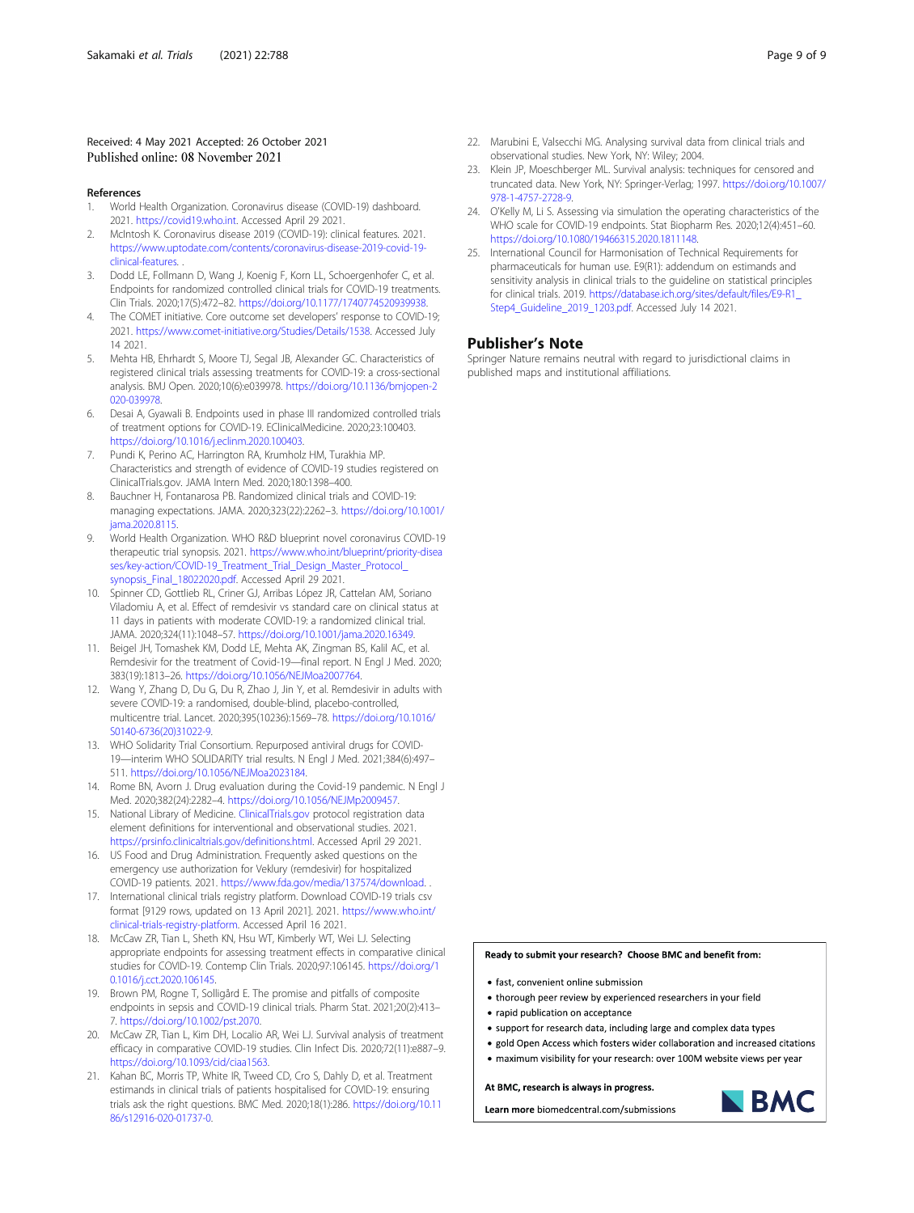Received: 4 May 2021 Accepted: 26 October 2021
Published online: 08 November 2021

### References

1. World Health Organization. Coronavirus disease (COVID-19) dashboard. 2021. https://covid19.who.int. Accessed April 29 2021.
2. McIntosh K. Coronavirus disease 2019 (COVID-19): clinical features. 2021. https://www.uptodate.com/contents/coronavirus-disease-2019-covid-19-clinical-features. .
3. Dodd LE, Follmann D, Wang J, Koenig F, Korn LL, Schoergenhofer C, et al. Endpoints for randomized controlled clinical trials for COVID-19 treatments. Clin Trials. 2020;17(5):472–82. https://doi.org/10.1177/1740774520939938.
4. The COMET initiative. Core outcome set developers' response to COVID-19; 2021. https://www.comet-initiative.org/Studies/Details/1538. Accessed July 14 2021.
5. Mehta HB, Ehrhardt S, Moore TJ, Segal JB, Alexander GC. Characteristics of registered clinical trials assessing treatments for COVID-19: a cross-sectional analysis. BMJ Open. 2020;10(6):e039978. https://doi.org/10.1136/bmjopen-2020-039978.
6. Desai A, Gyawali B. Endpoints used in phase III randomized controlled trials of treatment options for COVID-19. EClinicalMedicine. 2020;23:100403. https://doi.org/10.1016/j.eclinm.2020.100403.
7. Pundi K, Perino AC, Harrington RA, Krumholz HM, Turakhia MP. Characteristics and strength of evidence of COVID-19 studies registered on ClinicalTrials.gov. JAMA Intern Med. 2020;180:1398–400.
8. Bauchner H, Fontanarosa PB. Randomized clinical trials and COVID-19: managing expectations. JAMA. 2020;323(22):2262–3. https://doi.org/10.1001/jama.2020.8115.
9. World Health Organization. WHO R&D blueprint novel coronavirus COVID-19 therapeutic trial synopsis. 2021. https://www.who.int/blueprint/priority-diseases/key-action/COVID-19_Treatment_Trial_Design_Master_Protocol_synopsis_Final_18022020.pdf. Accessed April 29 2021.
10. Spinner CD, Gottlieb RL, Criner GJ, Arribas López JR, Cattelan AM, Soriano Viladomiu A, et al. Effect of remdesivir vs standard care on clinical status at 11 days in patients with moderate COVID-19: a randomized clinical trial. JAMA. 2020;324(11):1048–57. https://doi.org/10.1001/jama.2020.16349.
11. Beigel JH, Tomashek KM, Dodd LE, Mehta AK, Zingman BS, Kalil AC, et al. Remdesivir for the treatment of Covid-19—final report. N Engl J Med. 2020; 383(19):1813–26. https://doi.org/10.1056/NEJMoa2007764.
12. Wang Y, Zhang D, Du G, Du R, Zhao J, Jin Y, et al. Remdesivir in adults with severe COVID-19: a randomised, double-blind, placebo-controlled, multicentre trial. Lancet. 2020;395(10236):1569–78. https://doi.org/10.1016/S0140-6736(20)31022-9.
13. WHO Solidarity Trial Consortium. Repurposed antiviral drugs for COVID-19—interim WHO SOLIDARITY trial results. N Engl J Med. 2021;384(6):497–511. https://doi.org/10.1056/NEJMoa2023184.
14. Rome BN, Avorn J. Drug evaluation during the Covid-19 pandemic. N Engl J Med. 2020;382(24):2282–4. https://doi.org/10.1056/NEJMp2009457.
15. National Library of Medicine. ClinicalTrials.gov protocol registration data element definitions for interventional and observational studies. 2021. https://prsinfo.clinicaltrials.gov/definitions.html. Accessed April 29 2021.
16. US Food and Drug Administration. Frequently asked questions on the emergency use authorization for Veklury (remdesivir) for hospitalized COVID-19 patients. 2021. https://www.fda.gov/media/137574/download. .
17. International clinical trials registry platform. Download COVID-19 trials csv format [9129 rows, updated on 13 April 2021]. 2021. https://www.who.int/clinical-trials-registry-platform. Accessed April 16 2021.
18. McCaw ZR, Tian L, Sheth KN, Hsu WT, Kimberly WT, Wei LJ. Selecting appropriate endpoints for assessing treatment effects in comparative clinical studies for COVID-19. Contemp Clin Trials. 2020;97:106145. https://doi.org/10.1016/j.cct.2020.106145.
19. Brown PM, Rogne T, Solligård E. The promise and pitfalls of composite endpoints in sepsis and COVID-19 clinical trials. Pharm Stat. 2021;20(2):413–7. https://doi.org/10.1002/pst.2070.
20. McCaw ZR, Tian L, Kim DH, Localio AR, Wei LJ. Survival analysis of treatment efficacy in comparative COVID-19 studies. Clin Infect Dis. 2020;72(11):e887–9. https://doi.org/10.1093/cid/ciaa1563.
21. Kahan BC, Morris TP, White IR, Tweed CD, Cro S, Dahly D, et al. Treatment estimands in clinical trials of patients hospitalised for COVID-19: ensuring trials ask the right questions. BMC Med. 2020;18(1):286. https://doi.org/10.1186/s12916-020-01737-0.
22. Marubini E, Valsecchi MG. Analysing survival data from clinical trials and observational studies. New York, NY: Wiley; 2004.
23. Klein JP, Moeschberger ML. Survival analysis: techniques for censored and truncated data. New York, NY: Springer-Verlag; 1997. https://doi.org/10.1007/978-1-4757-2728-9.
24. O'Kelly M, Li S. Assessing via simulation the operating characteristics of the WHO scale for COVID-19 endpoints. Stat Biopharm Res. 2020;12(4):451–60. https://doi.org/10.1080/19466315.2020.1811148.
25. International Council for Harmonisation of Technical Requirements for pharmaceuticals for human use. E9(R1): addendum on estimands and sensitivity analysis in clinical trials to the guideline on statistical principles for clinical trials. 2019. https://database.ich.org/sites/default/files/E9-R1_Step4_Guideline_2019_1203.pdf. Accessed July 14 2021.

## Publisher's Note

Springer Nature remains neutral with regard to jurisdictional claims in published maps and institutional affiliations.

**Ready to submit your research? Choose BMC and benefit from:**

- fast, convenient online submission
- thorough peer review by experienced researchers in your field
- rapid publication on acceptance
- support for research data, including large and complex data types
- gold Open Access which fosters wider collaboration and increased citations
- maximum visibility for your research: over 100M website views per year

**At BMC, research is always in progress.**

**Learn more** biomedcentral.com/submissions

BMC